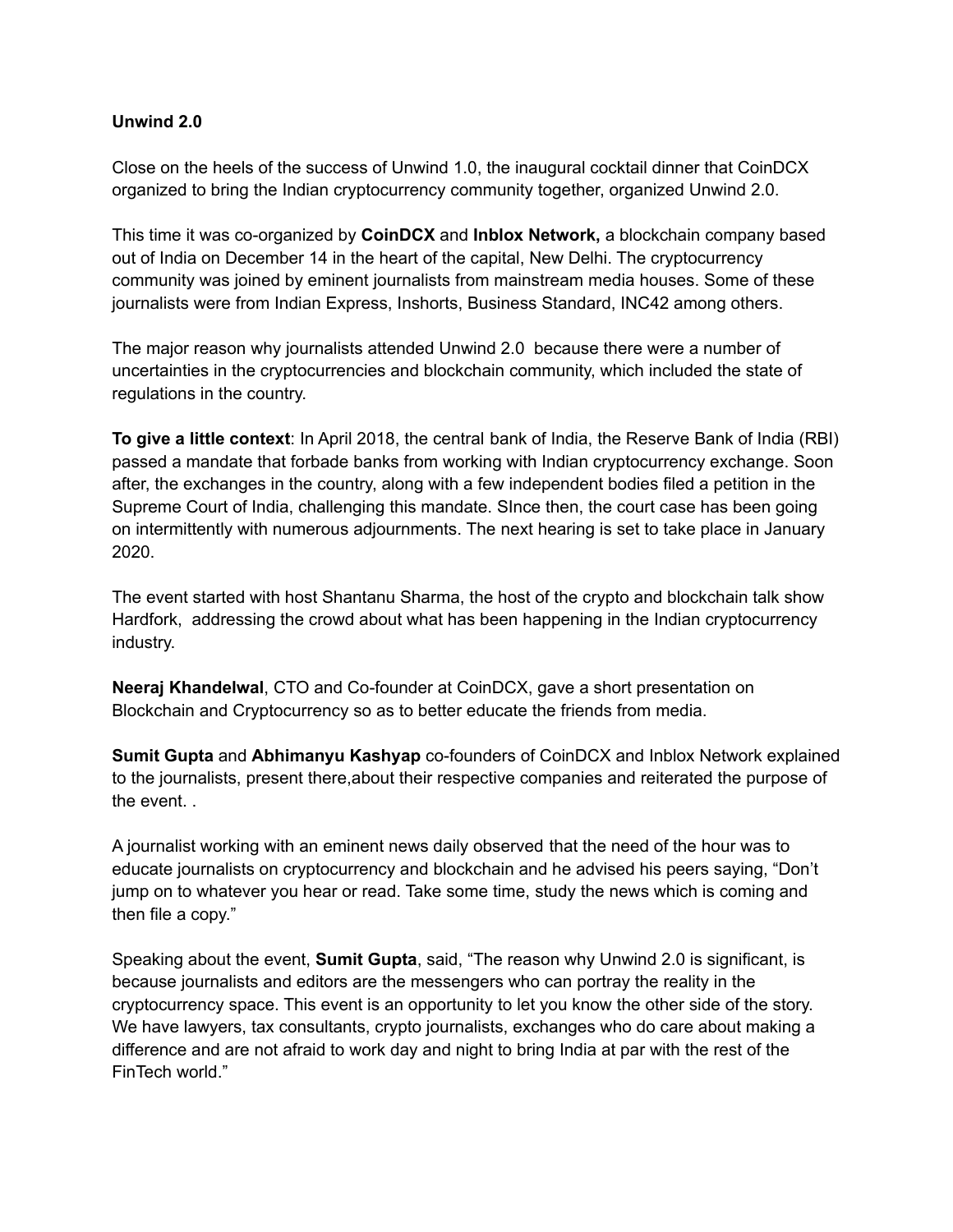**Unwind 2.0**

Close on the heels of the success of Unwind 1.0, the inaugural cocktail dinner that CoinDCX organized to bring the Indian cryptocurrency community together, organized Unwind 2.0.

This time it was co-organized by **CoinDCX** and **Inblox Network,** a blockchain company based out of India on December 14 in the heart of the capital, New Delhi. The cryptocurrency community was joined by eminent journalists from mainstream media houses. Some of these journalists were from Indian Express, Inshorts, Business Standard, INC42 among others.

The major reason why journalists attended Unwind 2.0 because there were a number of uncertainties in the cryptocurrencies and blockchain community, which included the state of regulations in the country.

**To give a little context**: In April 2018, the central bank of India, the Reserve Bank of India (RBI) passed a mandate that forbade banks from working with Indian cryptocurrency exchange. Soon after, the exchanges in the country, along with a few independent bodies filed a petition in the Supreme Court of India, challenging this mandate. SInce then, the court case has been going on intermittently with numerous adjournments. The next hearing is set to take place in January 2020.

The event started with host Shantanu Sharma, the host of the crypto and blockchain talk show Hardfork, addressing the crowd about what has been happening in the Indian cryptocurrency industry.

**Neeraj Khandelwal**, CTO and Co-founder at CoinDCX, gave a short presentation on Blockchain and Cryptocurrency so as to better educate the friends from media.

**Sumit Gupta** and **Abhimanyu Kashyap** co-founders of CoinDCX and Inblox Network explained to the journalists, present there,about their respective companies and reiterated the purpose of the event. .

A journalist working with an eminent news daily observed that the need of the hour was to educate journalists on cryptocurrency and blockchain and he advised his peers saying, "Don't jump on to whatever you hear or read. Take some time, study the news which is coming and then file a copy."

Speaking about the event, **Sumit Gupta**, said, "The reason why Unwind 2.0 is significant, is because journalists and editors are the messengers who can portray the reality in the cryptocurrency space. This event is an opportunity to let you know the other side of the story. We have lawyers, tax consultants, crypto journalists, exchanges who do care about making a difference and are not afraid to work day and night to bring India at par with the rest of the FinTech world."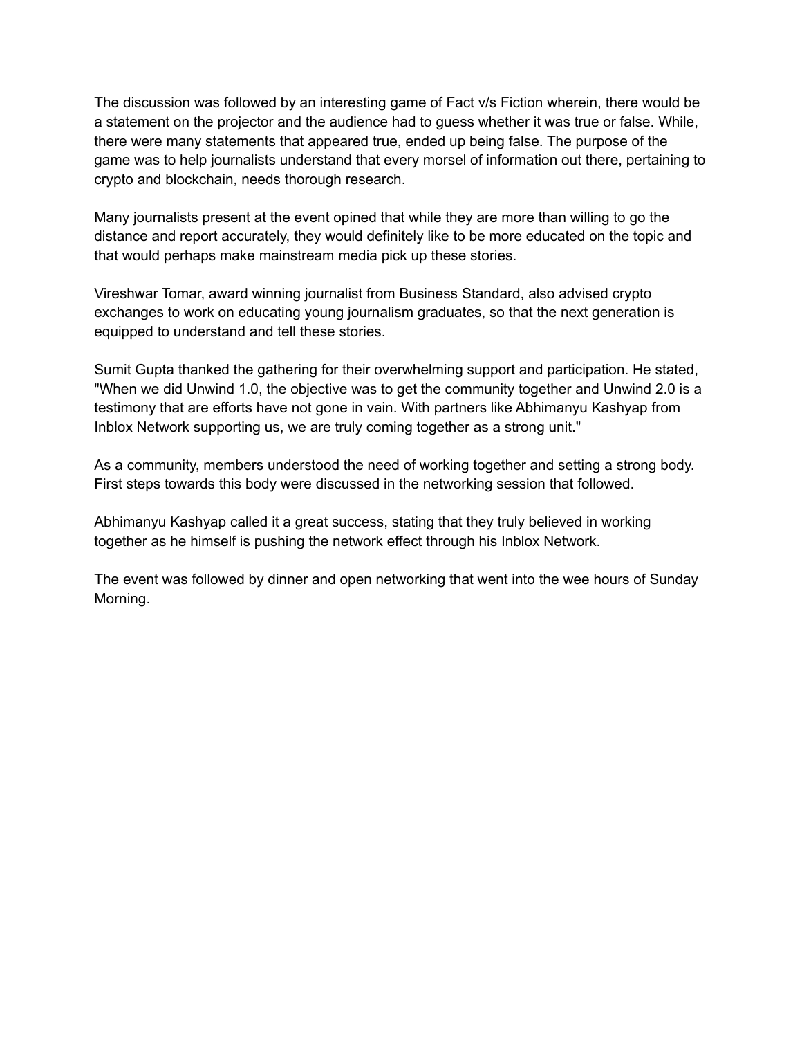The discussion was followed by an interesting game of Fact v/s Fiction wherein, there would be a statement on the projector and the audience had to guess whether it was true or false. While, there were many statements that appeared true, ended up being false. The purpose of the game was to help journalists understand that every morsel of information out there, pertaining to crypto and blockchain, needs thorough research.

Many journalists present at the event opined that while they are more than willing to go the distance and report accurately, they would definitely like to be more educated on the topic and that would perhaps make mainstream media pick up these stories.

Vireshwar Tomar, award winning journalist from Business Standard, also advised crypto exchanges to work on educating young journalism graduates, so that the next generation is equipped to understand and tell these stories.

Sumit Gupta thanked the gathering for their overwhelming support and participation. He stated, "When we did Unwind 1.0, the objective was to get the community together and Unwind 2.0 is a testimony that are efforts have not gone in vain. With partners like Abhimanyu Kashyap from Inblox Network supporting us, we are truly coming together as a strong unit."

As a community, members understood the need of working together and setting a strong body. First steps towards this body were discussed in the networking session that followed.

Abhimanyu Kashyap called it a great success, stating that they truly believed in working together as he himself is pushing the network effect through his Inblox Network.

The event was followed by dinner and open networking that went into the wee hours of Sunday Morning.